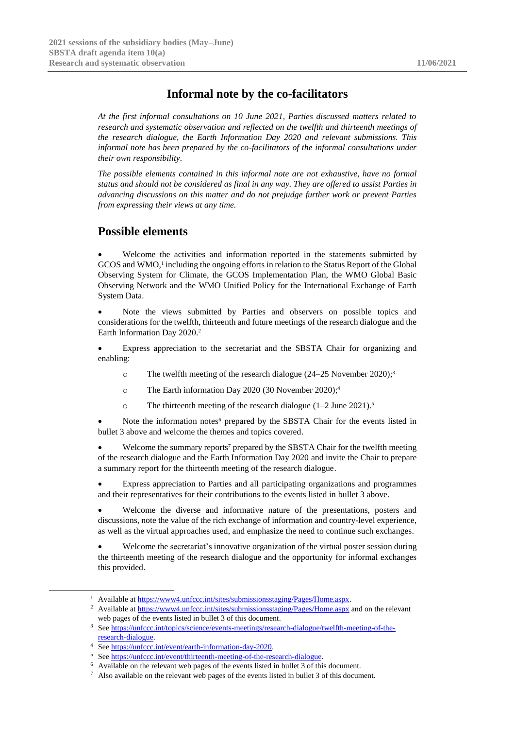# Informal note by the co-facilitators

*At the first informal consultations on 10 June 2021, Parties discussed matters related to research and systematic observation and reflected on the twelfth and thirteenth meetings of the research dialogue, the Earth Information Day 2020 and relevant submissions. This informal note has been prepared by the co-facilitators of the informal consultations under their own responsibility.*

*The possible elements contained in this informal note are not exhaustive, have no formal status and should not be considered as final in any way. They are offered to assist Parties in advancing discussions on this matter and do not prejudge further work or prevent Parties from expressing their views at any time.*

## Possible elements

- Welcome the activities and information reported in the statements submitted by GCOS and WMO,[1] including the ongoing efforts in relation to the Status Report of the Global Observing System for Climate, the GCOS Implementation Plan, the WMO Global Basic Observing Network and the WMO Unified Policy for the International Exchange of Earth System Data.

- Note the views submitted by Parties and observers on possible topics and considerations for the twelfth, thirteenth and future meetings of the research dialogue and the Earth Information Day 2020.[2]

- Express appreciation to the secretariat and the SBSTA Chair for organizing and enabling:

    - The twelfth meeting of the research dialogue (24–25 November 2020);[3]

    - The Earth information Day 2020 (30 November 2020);[4]

    - The thirteenth meeting of the research dialogue (1–2 June 2021).[5]

- Note the information notes[6] prepared by the SBSTA Chair for the events listed in bullet 3 above and welcome the themes and topics covered.

- Welcome the summary reports[7] prepared by the SBSTA Chair for the twelfth meeting of the research dialogue and the Earth Information Day 2020 and invite the Chair to prepare a summary report for the thirteenth meeting of the research dialogue.

- Express appreciation to Parties and all participating organizations and programmes and their representatives for their contributions to the events listed in bullet 3 above.

- Welcome the diverse and informative nature of the presentations, posters and discussions, note the value of the rich exchange of information and country-level experience, as well as the virtual approaches used, and emphasize the need to continue such exchanges.

- Welcome the secretariat's innovative organization of the virtual poster session during the thirteenth meeting of the research dialogue and the opportunity for informal exchanges this provided.

---

[1] Available at https://www4.unfccc.int/sites/submissionsstaging/Pages/Home.aspx.

[2] Available at https://www4.unfccc.int/sites/submissionsstaging/Pages/Home.aspx and on the relevant web pages of the events listed in bullet 3 of this document.

[3] See https://unfccc.int/topics/science/events-meetings/research-dialogue/twelfth-meeting-of-the-research-dialogue.

[4] See https://unfccc.int/event/earth-information-day-2020.

[5] See https://unfccc.int/event/thirteenth-meeting-of-the-research-dialogue.

[6] Available on the relevant web pages of the events listed in bullet 3 of this document.

[7] Also available on the relevant web pages of the events listed in bullet 3 of this document.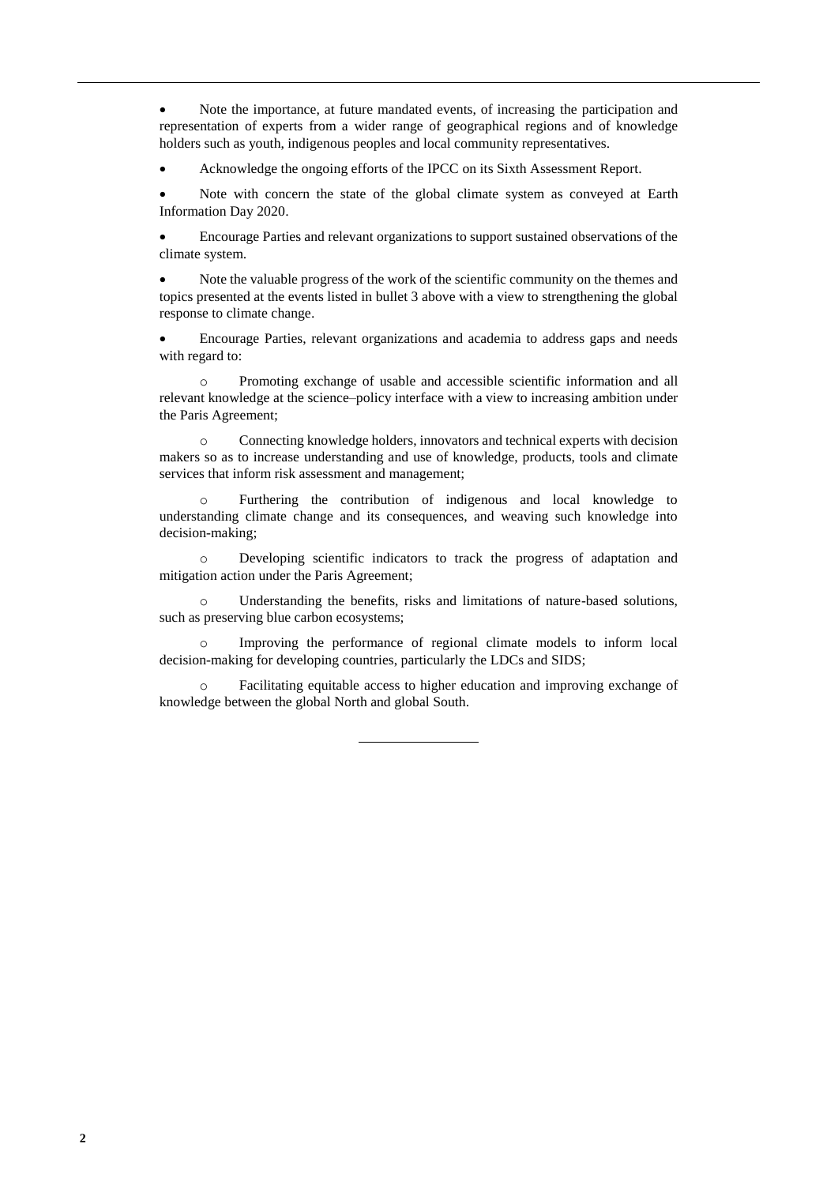- Note the importance, at future mandated events, of increasing the participation and representation of experts from a wider range of geographical regions and of knowledge holders such as youth, indigenous peoples and local community representatives.

- Acknowledge the ongoing efforts of the IPCC on its Sixth Assessment Report.

- Note with concern the state of the global climate system as conveyed at Earth Information Day 2020.

- Encourage Parties and relevant organizations to support sustained observations of the climate system.

- Note the valuable progress of the work of the scientific community on the themes and topics presented at the events listed in bullet 3 above with a view to strengthening the global response to climate change.

- Encourage Parties, relevant organizations and academia to address gaps and needs with regard to:

    - Promoting exchange of usable and accessible scientific information and all relevant knowledge at the science–policy interface with a view to increasing ambition under the Paris Agreement;

    - Connecting knowledge holders, innovators and technical experts with decision makers so as to increase understanding and use of knowledge, products, tools and climate services that inform risk assessment and management;

    - Furthering the contribution of indigenous and local knowledge to understanding climate change and its consequences, and weaving such knowledge into decision-making;

    - Developing scientific indicators to track the progress of adaptation and mitigation action under the Paris Agreement;

    - Understanding the benefits, risks and limitations of nature-based solutions, such as preserving blue carbon ecosystems;

    - Improving the performance of regional climate models to inform local decision-making for developing countries, particularly the LDCs and SIDS;

    - Facilitating equitable access to higher education and improving exchange of knowledge between the global North and global South.